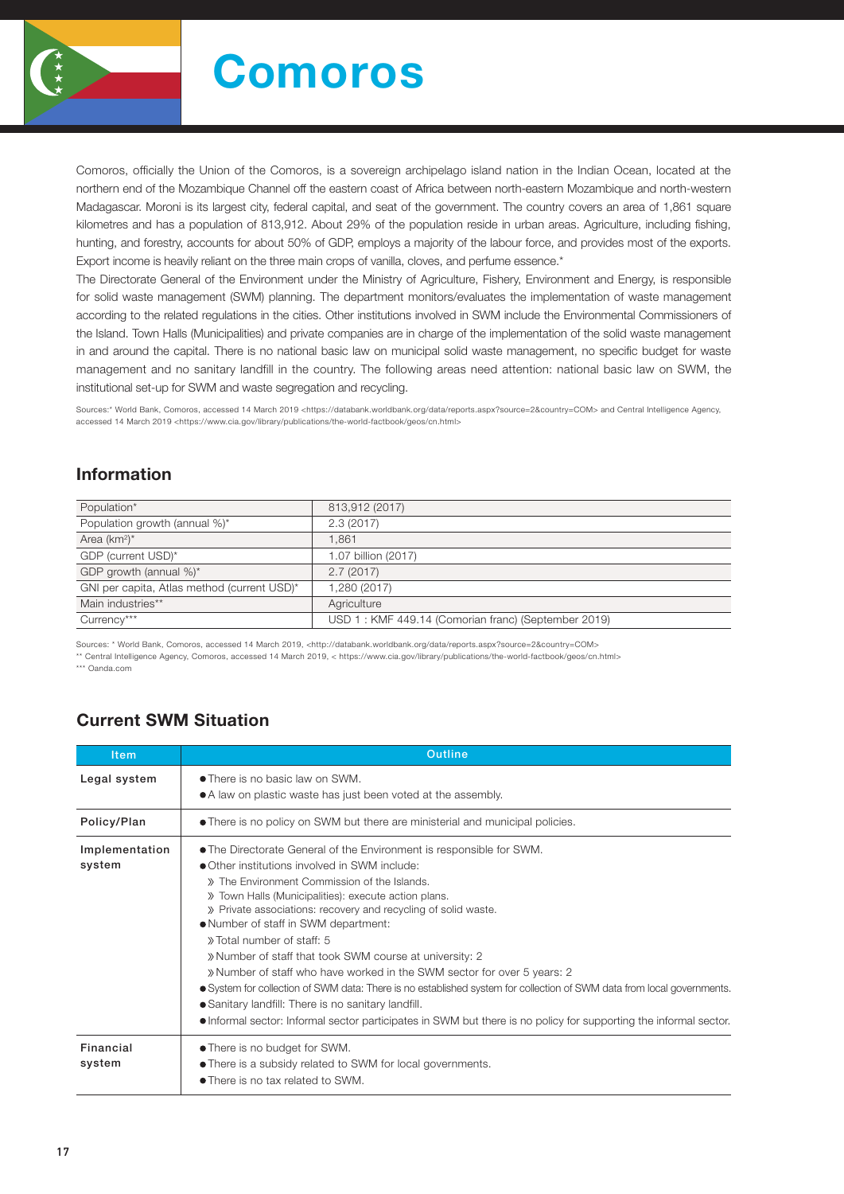# Comoros

Comoros, officially the Union of the Comoros, is a sovereign archipelago island nation in the Indian Ocean, located at the northern end of the Mozambique Channel off the eastern coast of Africa between north-eastern Mozambique and north-western Madagascar. Moroni is its largest city, federal capital, and seat of the government. The country covers an area of 1,861 square kilometres and has a population of 813,912. About 29% of the population reside in urban areas. Agriculture, including fishing, hunting, and forestry, accounts for about 50% of GDP, employs a majority of the labour force, and provides most of the exports. Export income is heavily reliant on the three main crops of vanilla, cloves, and perfume essence.*

The Directorate General of the Environment under the Ministry of Agriculture, Fishery, Environment and Energy, is responsible for solid waste management (SWM) planning. The department monitors/evaluates the implementation of waste management according to the related regulations in the cities. Other institutions involved in SWM include the Environmental Commissioners of the Island. Town Halls (Municipalities) and private companies are in charge of the implementation of the solid waste management in and around the capital. There is no national basic law on municipal solid waste management, no specific budget for waste management and no sanitary landfill in the country. The following areas need attention: national basic law on SWM, the institutional set-up for SWM and waste segregation and recycling.

Sources:* World Bank, Comoros, accessed 14 March 2019 <https://databank.worldbank.org/data/reports.aspx?source=2&country=COM> and Central Intelligence Agency, accessed 14 March 2019 <https://www.cia.gov/library/publications/the-world-factbook/geos/cn.html>

## Information

| | |
|---|---|
| Population* | 813,912 (2017) |
| Population growth (annual %)* | 2.3 (2017) |
| Area (km²)* | 1,861 |
| GDP (current USD)* | 1.07 billion (2017) |
| GDP growth (annual %)* | 2.7 (2017) |
| GNI per capita, Atlas method (current USD)* | 1,280 (2017) |
| Main industries** | Agriculture |
| Currency*** | USD 1 : KMF 449.14 (Comorian franc) (September 2019) |

Sources: * World Bank, Comoros, accessed 14 March 2019, <http://databank.worldbank.org/data/reports.aspx?source=2&country=COM>
** Central Intelligence Agency, Comoros, accessed 14 March 2019, < https://www.cia.gov/library/publications/the-world-factbook/geos/cn.html>
*** Oanda.com

## Current SWM Situation

| Item | Outline |
|---|---|
| Legal system | ● There is no basic law on SWM.<br>● A law on plastic waste has just been voted at the assembly. |
| Policy/Plan | ● There is no policy on SWM but there are ministerial and municipal policies. |
| Implementation system | ● The Directorate General of the Environment is responsible for SWM.<br>● Other institutions involved in SWM include:<br>》 The Environment Commission of the Islands.<br>》 Town Halls (Municipalities): execute action plans.<br>》 Private associations: recovery and recycling of solid waste.<br>● Number of staff in SWM department:<br>》Total number of staff: 5<br>》Number of staff that took SWM course at university: 2<br>》Number of staff who have worked in the SWM sector for over 5 years: 2<br>● System for collection of SWM data: There is no established system for collection of SWM data from local governments.<br>● Sanitary landfill: There is no sanitary landfill.<br>● Informal sector: Informal sector participates in SWM but there is no policy for supporting the informal sector. |
| Financial system | ● There is no budget for SWM.<br>● There is a subsidy related to SWM for local governments.<br>● There is no tax related to SWM. |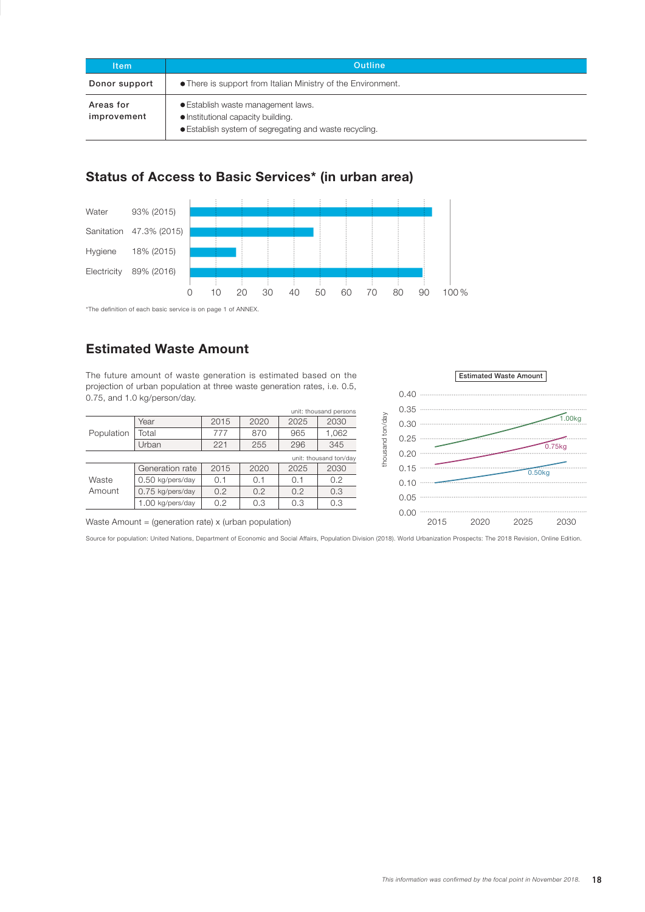| Item | Outline |
|---|---|
| Donor support | ● There is support from Italian Ministry of the Environment. |
| Areas for improvement | ● Establish waste management laws.<br>● Institutional capacity building.<br>● Establish system of segregating and waste recycling. |

## Status of Access to Basic Services* (in urban area)

Water 93% (2015)
Sanitation 47.3% (2015)
Hygiene 18% (2015)
Electricity 89% (2016)

0 10 20 30 40 50 60 70 80 90 100 %

*The definition of each basic service is on page 1 of ANNEX.

## Estimated Waste Amount

The future amount of waste generation is estimated based on the projection of urban population at three waste generation rates, i.e. 0.5, 0.75, and 1.0 kg/person/day.

unit: thousand persons

| Population | Year | 2015 | 2020 | 2025 | 2030 |
|---|---|---|---|---|---|
| | Total | 777 | 870 | 965 | 1,062 |
| | Urban | 221 | 255 | 296 | 345 |

unit: thousand ton/day

| Waste Amount | Generation rate | 2015 | 2020 | 2025 | 2030 |
|---|---|---|---|---|---|
| | 0.50 kg/pers/day | 0.1 | 0.1 | 0.1 | 0.2 |
| | 0.75 kg/pers/day | 0.2 | 0.2 | 0.2 | 0.3 |
| | 1.00 kg/pers/day | 0.2 | 0.3 | 0.3 | 0.3 |

Waste Amount = (generation rate) x (urban population)

Estimated Waste Amount

thousand ton/day

0.40
0.35
0.30
0.25
0.20
0.15
0.10
0.05
0.00

2015 2020 2025 2030

1.00kg
0.75kg
0.50kg

Source for population: United Nations, Department of Economic and Social Affairs, Population Division (2018). World Urbanization Prospects: The 2018 Revision, Online Edition.

*This information was confirmed by the focal point in November 2018.*